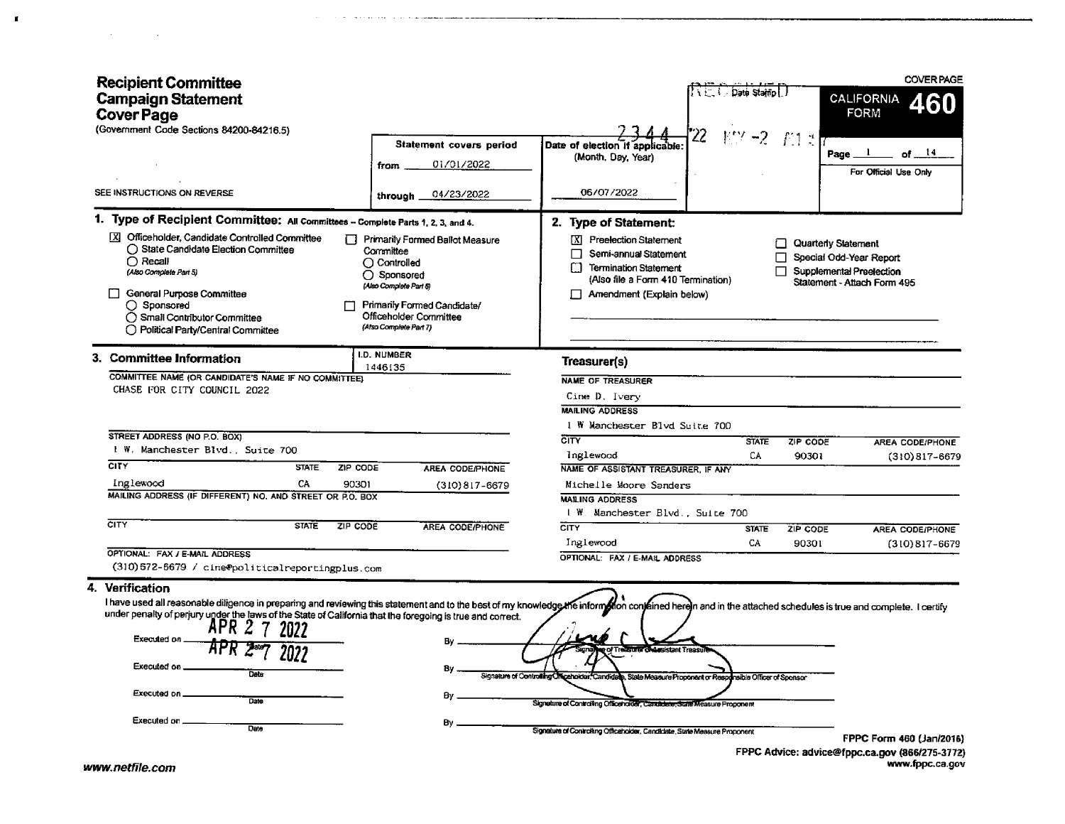# Recipient Committee Campaign Statement Cover Page

(Government Code Sections 84200-84216.5)

SEE INSTRUCTIONS ON REVERSE

COVER PAGE

**CALIFORNIA FORM 460**

Page 1 of 14

For Official Use Only

Date Stamp

RECEIVED '22 MAY -2 ...

2344

| Statement covers period | |
|---|---|
| from | 01/01/2022 |
| through | 04/23/2022 |

Date of election if applicable: (Month, Day, Year) 06/07/2022

## 1. Type of Recipient Committee: All Committees – Complete Parts 1, 2, 3, and 4.

- [X] Officeholder, Candidate Controlled Committee
  - ○ State Candidate Election Committee
  - ○ Recall (Also Complete Part 5)
- [ ] General Purpose Committee
  - ○ Sponsored
  - ○ Small Contributor Committee
  - ○ Political Party/Central Committee
- [ ] Primarily Formed Ballot Measure Committee
  - ○ Controlled
  - ○ Sponsored (Also Complete Part 6)
- [ ] Primarily Formed Candidate/Officeholder Committee (Also Complete Part 7)

## 2. Type of Statement:

- [X] Preelection Statement
- [ ] Semi-annual Statement
- [ ] Termination Statement (Also file a Form 410 Termination)
- [ ] Amendment (Explain below)
- [ ] Quarterly Statement
- [ ] Special Odd-Year Report
- [ ] Supplemental Preelection Statement - Attach Form 495

## 3. Committee Information

I.D. NUMBER: 1446135

COMMITTEE NAME (OR CANDIDATE'S NAME IF NO COMMITTEE)
CHASE FOR CITY COUNCIL 2022

STREET ADDRESS (NO P.O. BOX)
1 W. Manchester Blvd., Suite 700

| CITY | STATE | ZIP CODE | AREA CODE/PHONE |
|---|---|---|---|
| Inglewood | CA | 90301 | (310)817-6679 |

MAILING ADDRESS (IF DIFFERENT) NO. AND STREET OR P.O. BOX

| CITY | STATE | ZIP CODE | AREA CODE/PHONE |
|---|---|---|---|
| | | | |

OPTIONAL: FAX / E-MAIL ADDRESS
(310)672-6679 / cine@politicalreportingplus.com

### Treasurer(s)

NAME OF TREASURER
Cine D. Ivery

MAILING ADDRESS
1 W Manchester Blvd Suite 700

| CITY | STATE | ZIP CODE | AREA CODE/PHONE |
|---|---|---|---|
| Inglewood | CA | 90301 | (310)817-6679 |

NAME OF ASSISTANT TREASURER, IF ANY
Michelle Moore Sanders

MAILING ADDRESS
1 W Manchester Blvd., Suite 700

| CITY | STATE | ZIP CODE | AREA CODE/PHONE |
|---|---|---|---|
| Inglewood | CA | 90301 | (310)817-6679 |

OPTIONAL: FAX / E-MAIL ADDRESS

## 4. Verification

I have used all reasonable diligence in preparing and reviewing this statement and to the best of my knowledge the information contained herein and in the attached schedules is true and complete. I certify under penalty of perjury under the laws of the State of California that the foregoing is true and correct.

Executed on APR 27 2022 (Date) By [signature] Signature of Treasurer or Assistant Treasurer

Executed on APR 27 2022 (Date) By [signature] Signature of Controlling Officeholder, Candidate, State Measure Proponent or Responsible Officer of Sponsor

Executed on ________ (Date) By ________ Signature of Controlling Officeholder, Candidate, State Measure Proponent

Executed on ________ (Date) By ________ Signature of Controlling Officeholder, Candidate, State Measure Proponent

FPPC Form 460 (Jan/2016)
FPPC Advice: advice@fppc.ca.gov (866/275-3772)
www.fppc.ca.gov

www.netfile.com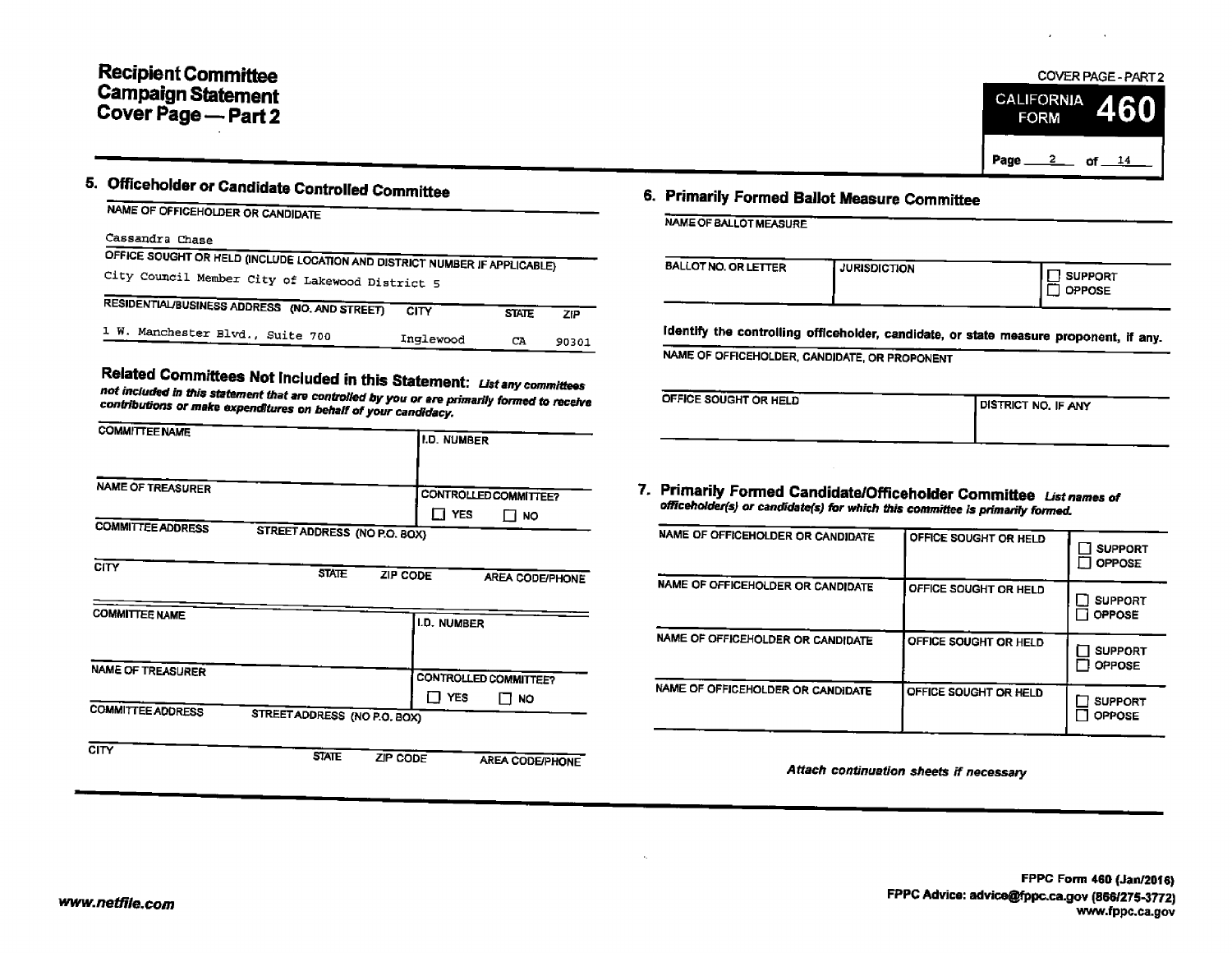# Recipient Committee Campaign Statement Cover Page — Part 2

COVER PAGE - PART 2

CALIFORNIA FORM **460**

## 5. Officeholder or Candidate Controlled Committee

| NAME OF OFFICEHOLDER OR CANDIDATE | | | |
|---|---|---|---|
| Cassandra Chase | | | |
| **OFFICE SOUGHT OR HELD (INCLUDE LOCATION AND DISTRICT NUMBER IF APPLICABLE)** | | | |
| City Council Member City of Lakewood District 5 | | | |
| **RESIDENTIAL/BUSINESS ADDRESS (NO. AND STREET)** | **CITY** | **STATE** | **ZIP** |
| 1 W. Manchester Blvd., Suite 700 | Inglewood | CA | 90301 |

### Related Committees Not Included in this Statement: *List any committees not included in this statement that are controlled by you or are primarily formed to receive contributions or make expenditures on behalf of your candidacy.*

| COMMITTEE NAME | | | I.D. NUMBER |
|---|---|---|---|
| | | | |
| NAME OF TREASURER | | | CONTROLLED COMMITTEE? ☐ YES ☐ NO |
| COMMITTEE ADDRESS | STREET ADDRESS (NO P.O. BOX) | | |
| CITY | STATE | ZIP CODE | AREA CODE/PHONE |

| COMMITTEE NAME | | | I.D. NUMBER |
|---|---|---|---|
| | | | |
| NAME OF TREASURER | | | CONTROLLED COMMITTEE? ☐ YES ☐ NO |
| COMMITTEE ADDRESS | STREET ADDRESS (NO P.O. BOX) | | |
| CITY | STATE | ZIP CODE | AREA CODE/PHONE |

## 6. Primarily Formed Ballot Measure Committee

| NAME OF BALLOT MEASURE | | |
|---|---|---|
| | | |
| BALLOT NO. OR LETTER | JURISDICTION | ☐ SUPPORT ☐ OPPOSE |

**Identify the controlling officeholder, candidate, or state measure proponent, if any.**

| NAME OF OFFICEHOLDER, CANDIDATE, OR PROPONENT | |
|---|---|
| | |
| OFFICE SOUGHT OR HELD | DISTRICT NO. IF ANY |

## 7. Primarily Formed Candidate/Officeholder Committee *List names of officeholder(s) or candidate(s) for which this committee is primarily formed.*

| NAME OF OFFICEHOLDER OR CANDIDATE | OFFICE SOUGHT OR HELD | |
|---|---|---|
| | | ☐ SUPPORT ☐ OPPOSE |
| | | ☐ SUPPORT ☐ OPPOSE |
| | | ☐ SUPPORT ☐ OPPOSE |
| | | ☐ SUPPORT ☐ OPPOSE |

*Attach continuation sheets if necessary*

www.netfile.com

FPPC Form 460 (Jan/2016)
FPPC Advice: advice@fppc.ca.gov (866/275-3772)
www.fppc.ca.gov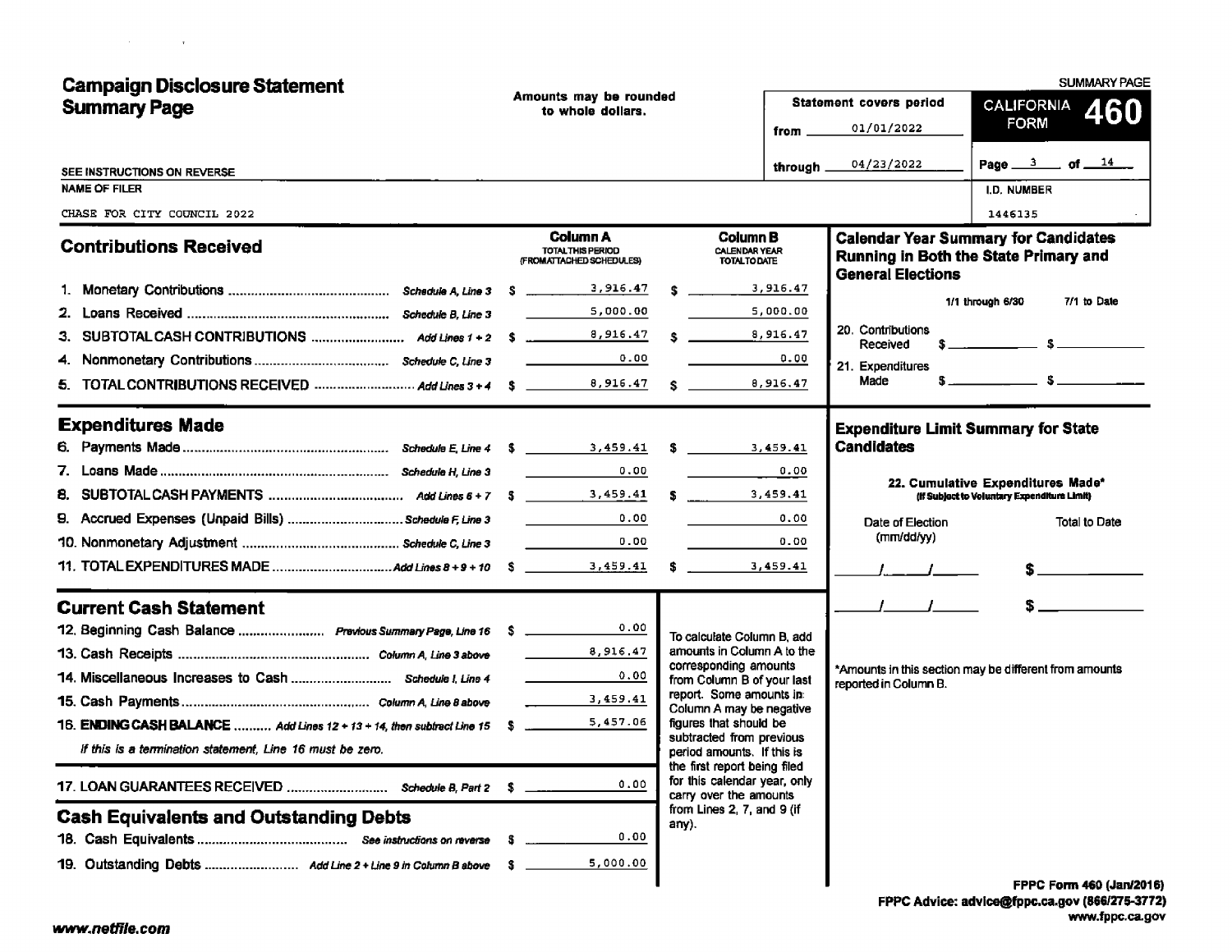# Campaign Disclosure Statement Summary Page

Amounts may be rounded to whole dollars.

SEE INSTRUCTIONS ON REVERSE

| Statement covers period | |
|---|---|
| from | 01/01/2022 |
| through | 04/23/2022 |

**CALIFORNIA FORM 460** — SUMMARY PAGE

Page 3 of 14

| NAME OF FILER | I.D. NUMBER |
|---|---|
| CHASE FOR CITY COUNCIL 2022 | 1446135 |

## Contributions Received

| | | Column A TOTAL THIS PERIOD (FROM ATTACHED SCHEDULES) | Column B CALENDAR YEAR TOTAL TO DATE |
|---|---|---|---|
| 1. Monetary Contributions | Schedule A, Line 3 | $ 3,916.47 | $ 3,916.47 |
| 2. Loans Received | Schedule B, Line 3 | 5,000.00 | 5,000.00 |
| 3. SUBTOTAL CASH CONTRIBUTIONS | Add Lines 1 + 2 | $ 8,916.47 | $ 8,916.47 |
| 4. Nonmonetary Contributions | Schedule C, Line 3 | 0.00 | 0.00 |
| 5. TOTAL CONTRIBUTIONS RECEIVED | Add Lines 3 + 4 | $ 8,916.47 | $ 8,916.47 |

## Expenditures Made

| | | Column A | Column B |
|---|---|---|---|
| 6. Payments Made | Schedule E, Line 4 | $ 3,459.41 | $ 3,459.41 |
| 7. Loans Made | Schedule H, Line 3 | 0.00 | 0.00 |
| 8. SUBTOTAL CASH PAYMENTS | Add Lines 6 + 7 | $ 3,459.41 | $ 3,459.41 |
| 9. Accrued Expenses (Unpaid Bills) | Schedule F, Line 3 | 0.00 | 0.00 |
| 10. Nonmonetary Adjustment | Schedule C, Line 3 | 0.00 | 0.00 |
| 11. TOTAL EXPENDITURES MADE | Add Lines 8 + 9 + 10 | $ 3,459.41 | $ 3,459.41 |

## Current Cash Statement

| | | |
|---|---|---|
| 12. Beginning Cash Balance | Previous Summary Page, Line 16 | $ 0.00 |
| 13. Cash Receipts | Column A, Line 3 above | 8,916.47 |
| 14. Miscellaneous Increases to Cash | Schedule I, Line 4 | 0.00 |
| 15. Cash Payments | Column A, Line 8 above | 3,459.41 |
| 16. **ENDING CASH BALANCE** | Add Lines 12 + 13 + 14, then subtract Line 15 | $ 5,457.06 |

*If this is a termination statement, Line 16 must be zero.*

| | | |
|---|---|---|
| 17. LOAN GUARANTEES RECEIVED | Schedule B, Part 2 | $ 0.00 |

To calculate Column B, add amounts in Column A to the corresponding amounts from Column B of your last report. Some amounts in Column A may be negative figures that should be subtracted from previous period amounts. If this is the first report being filed for this calendar year, only carry over the amounts from Lines 2, 7, and 9 (if any).

## Cash Equivalents and Outstanding Debts

| | | |
|---|---|---|
| 18. Cash Equivalents | See instructions on reverse | $ 0.00 |
| 19. Outstanding Debts | Add Line 2 + Line 9 in Column B above | $ 5,000.00 |

## Calendar Year Summary for Candidates Running in Both the State Primary and General Elections

| | 1/1 through 6/30 | 7/1 to Date |
|---|---|---|
| 20. Contributions Received | $ | $ |
| 21. Expenditures Made | $ | $ |

## Expenditure Limit Summary for State Candidates

22. Cumulative Expenditures Made* (If Subject to Voluntary Expenditure Limit)

| Date of Election (mm/dd/yy) | Total to Date |
|---|---|
| / / | $ |
| / / | $ |

*Amounts in this section may be different from amounts reported in Column B.

FPPC Form 460 (Jan/2016)
FPPC Advice: advice@fppc.ca.gov (866/275-3772)
www.fppc.ca.gov

www.netfile.com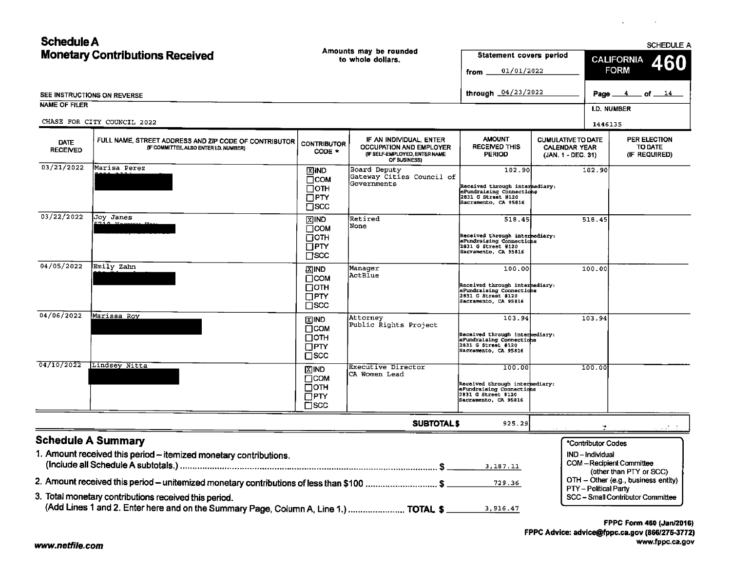# Schedule A

## Monetary Contributions Received

Amounts may be rounded to whole dollars.

SCHEDULE A

**CALIFORNIA FORM 460**

Statement covers period from 01/01/2022 through 04/23/2022

SEE INSTRUCTIONS ON REVERSE

NAME OF FILER: CHASE FOR CITY COUNCIL 2022

I.D. NUMBER: 1446135

| DATE RECEIVED | FULL NAME, STREET ADDRESS AND ZIP CODE OF CONTRIBUTOR (IF COMMITTEE, ALSO ENTER I.D. NUMBER) | CONTRIBUTOR CODE * | IF AN INDIVIDUAL, ENTER OCCUPATION AND EMPLOYER (IF SELF-EMPLOYED, ENTER NAME OF BUSINESS) | AMOUNT RECEIVED THIS PERIOD | CUMULATIVE TO DATE CALENDAR YEAR (JAN. 1 - DEC. 31) | PER ELECTION TO DATE (IF REQUIRED) |
|---|---|---|---|---|---|---|
| 03/21/2022 | Marisa Perez [redacted] | [X] IND | Board Deputy Gateway Cities Council of Governments | 102.90 Received through intermediary: eFundraising Connections 2831 G Street #120 Sacramento, CA 95816 | 102.90 | |
| 03/22/2022 | Joy Janes [redacted] | [X] IND | Retired None | 518.45 Received through intermediary: eFundraising Connections 2831 G Street #120 Sacramento, CA 95816 | 518.45 | |
| 04/05/2022 | Emily Zahn [redacted] | [X] IND | Manager ActBlue | 100.00 Received through intermediary: eFundraising Connections 2831 G Street #120 Sacramento, CA 95816 | 100.00 | |
| 04/06/2022 | Marissa Roy [redacted] | [X] IND | Attorney Public Rights Project | 103.94 Received through intermediary: eFundraising Connections 2831 G Street #120 Sacramento, CA 95816 | 103.94 | |
| 04/10/2022 | Lindsey Nitta [redacted] | [X] IND | Executive Director CA Women Lead | 100.00 Received through intermediary: eFundraising Connections 2831 G Street #120 Sacramento, CA 95816 | 100.00 | |
| | | | **SUBTOTAL $** | 925.29 | | |

## Schedule A Summary

1. Amount received this period – itemized monetary contributions. (Include all Schedule A subtotals.) $ 3,187.11
2. Amount received this period – unitemized monetary contributions of less than $100 $ 729.36
3. Total monetary contributions received this period. (Add Lines 1 and 2. Enter here and on the Summary Page, Column A, Line 1.) TOTAL $ 3,916.47

*Contributor Codes
- IND – Individual
- COM – Recipient Committee (other than PTY or SCC)
- OTH – Other (e.g., business entity)
- PTY – Political Party
- SCC – Small Contributor Committee

FPPC Form 460 (Jan/2016)
FPPC Advice: advice@fppc.ca.gov (866/275-3772)
www.fppc.ca.gov

www.netfile.com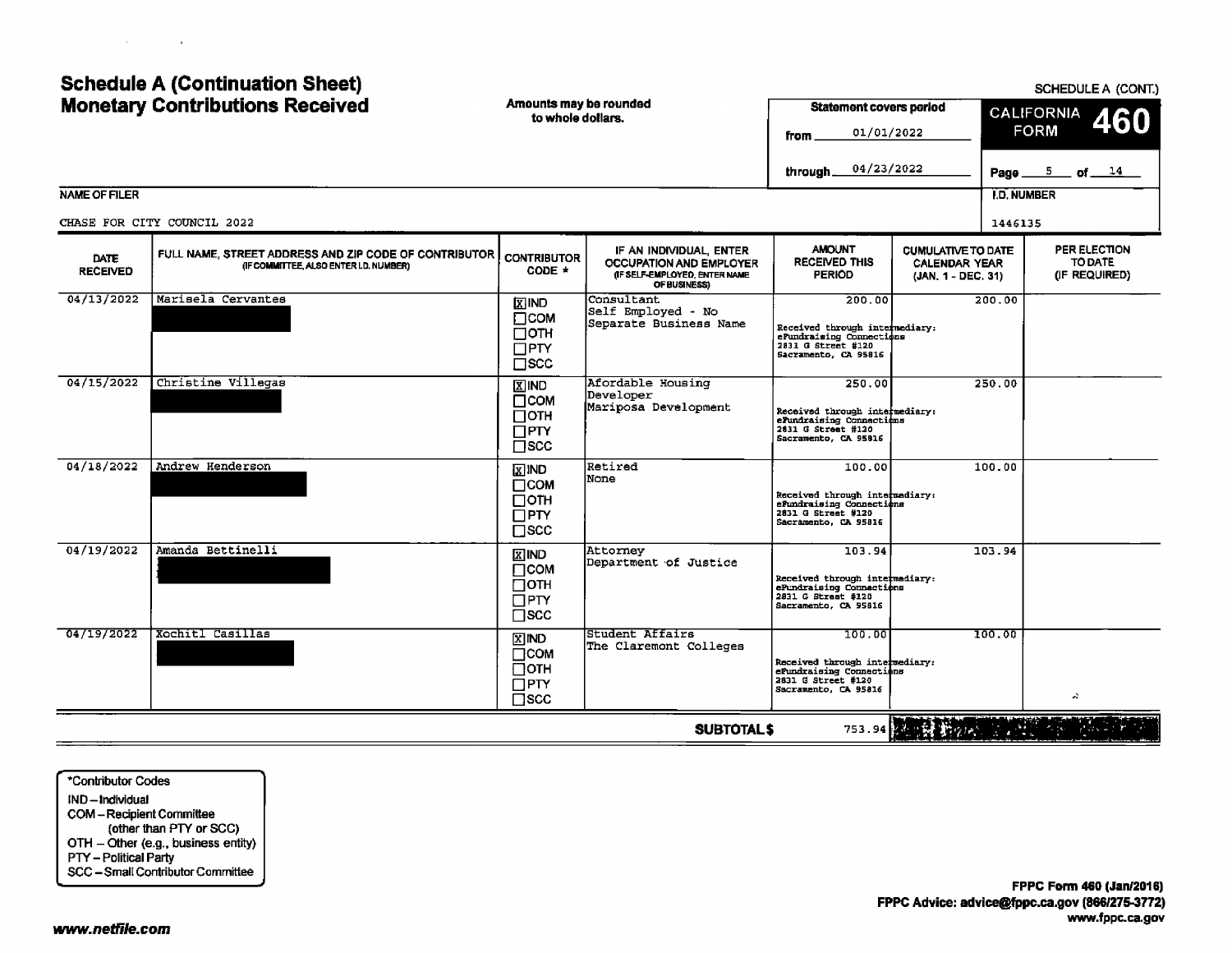# Schedule A (Continuation Sheet)
# Monetary Contributions Received

Amounts may be rounded to whole dollars.

SCHEDULE A (CONT.)

**Statement covers period**
from 01/01/2022
through 04/23/2022

**CALIFORNIA FORM 460**

Page 5 of 14

NAME OF FILER
CHASE FOR CITY COUNCIL 2022

I.D. NUMBER
1446135

| DATE RECEIVED | FULL NAME, STREET ADDRESS AND ZIP CODE OF CONTRIBUTOR (IF COMMITTEE, ALSO ENTER I.D. NUMBER) | CONTRIBUTOR CODE * | IF AN INDIVIDUAL, ENTER OCCUPATION AND EMPLOYER (IF SELF-EMPLOYED, ENTER NAME OF BUSINESS) | AMOUNT RECEIVED THIS PERIOD | CUMULATIVE TO DATE CALENDAR YEAR (JAN. 1 - DEC. 31) | PER ELECTION TO DATE (IF REQUIRED) |
|---|---|---|---|---|---|---|
| 04/13/2022 | Marisela Cervantes [REDACTED] | [X] IND [ ] COM [ ] OTH [ ] PTY [ ] SCC | Consultant Self Employed - No Separate Business Name | 200.00 Received through intermediary: eFundraising Connections 2831 G Street #120 Sacramento, CA 95816 | 200.00 | |
| 04/15/2022 | Christine Villegas [REDACTED] | [X] IND [ ] COM [ ] OTH [ ] PTY [ ] SCC | Afordable Housing Developer Mariposa Development | 250.00 Received through intermediary: eFundraising Connections 2831 G Street #120 Sacramento, CA 95816 | 250.00 | |
| 04/18/2022 | Andrew Henderson [REDACTED] | [X] IND [ ] COM [ ] OTH [ ] PTY [ ] SCC | Retired None | 100.00 Received through intermediary: eFundraising Connections 2831 G Street #120 Sacramento, CA 95816 | 100.00 | |
| 04/19/2022 | Amanda Bettinelli [REDACTED] | [X] IND [ ] COM [ ] OTH [ ] PTY [ ] SCC | Attorney Department of Justice | 103.94 Received through intermediary: eFundraising Connections 2831 G Street #120 Sacramento, CA 95816 | 103.94 | |
| 04/19/2022 | Xochitl Casillas [REDACTED] | [X] IND [ ] COM [ ] OTH [ ] PTY [ ] SCC | Student Affairs The Claremont Colleges | 100.00 Received through intermediary: eFundraising Connections 2831 G Street #120 Sacramento, CA 95816 | 100.00 | |
| | | | **SUBTOTAL $** | 753.94 | | |

*Contributor Codes
IND – Individual
COM – Recipient Committee (other than PTY or SCC)
OTH – Other (e.g., business entity)
PTY – Political Party
SCC – Small Contributor Committee

FPPC Form 460 (Jan/2016)
FPPC Advice: advice@fppc.ca.gov (866/275-3772)
www.fppc.ca.gov

www.netfile.com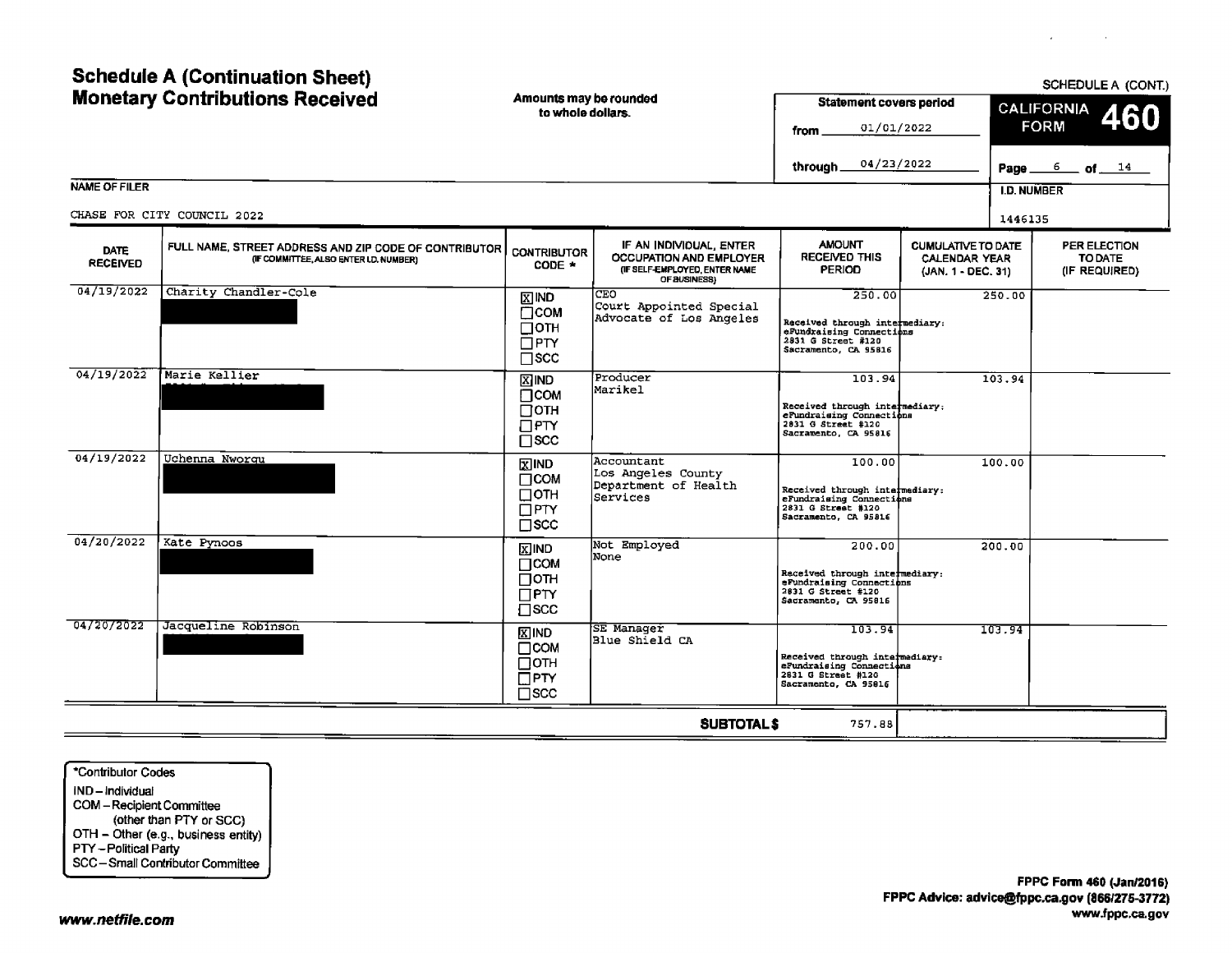# Schedule A (Continuation Sheet)
# Monetary Contributions Received

Amounts may be rounded to whole dollars.

SCHEDULE A (CONT.)

**CALIFORNIA FORM 460**

Statement covers period
from 01/01/2022
through 04/23/2022

Page 6 of 14

NAME OF FILER: CHASE FOR CITY COUNCIL 2022

I.D. NUMBER: 1446135

| DATE RECEIVED | FULL NAME, STREET ADDRESS AND ZIP CODE OF CONTRIBUTOR (IF COMMITTEE, ALSO ENTER I.D. NUMBER) | CONTRIBUTOR CODE * | IF AN INDIVIDUAL, ENTER OCCUPATION AND EMPLOYER (IF SELF-EMPLOYED, ENTER NAME OF BUSINESS) | AMOUNT RECEIVED THIS PERIOD | CUMULATIVE TO DATE CALENDAR YEAR (JAN. 1 - DEC. 31) | PER ELECTION TO DATE (IF REQUIRED) |
|---|---|---|---|---|---|---|
| 04/19/2022 | Charity Chandler-Cole | [X] IND [ ] COM [ ] OTH [ ] PTY [ ] SCC | CEO<br>Court Appointed Special Advocate of Los Angeles | 250.00<br>Received through intermediary: eFundraising Connections 2831 G Street #120 Sacramento, CA 95816 | 250.00 | |
| 04/19/2022 | Marie Kellier | [X] IND [ ] COM [ ] OTH [ ] PTY [ ] SCC | Producer<br>Marikel | 103.94<br>Received through intermediary: eFundraising Connections 2831 G Street #120 Sacramento, CA 95816 | 103.94 | |
| 04/19/2022 | Uchenna Nworgu | [X] IND [ ] COM [ ] OTH [ ] PTY [ ] SCC | Accountant<br>Los Angeles County Department of Health Services | 100.00<br>Received through intermediary: eFundraising Connections 2831 G Street #120 Sacramento, CA 95816 | 100.00 | |
| 04/20/2022 | Kate Pynoos | [X] IND [ ] COM [ ] OTH [ ] PTY [ ] SCC | Not Employed<br>None | 200.00<br>Received through intermediary: eFundraising Connections 2831 G Street #120 Sacramento, CA 95816 | 200.00 | |
| 04/20/2022 | Jacqueline Robinson | [X] IND [ ] COM [ ] OTH [ ] PTY [ ] SCC | SE Manager<br>Blue Shield CA | 103.94<br>Received through intermediary: eFundraising Connections 2831 G Street #120 Sacramento, CA 95816 | 103.94 | |
| | | | **SUBTOTAL $** | 757.88 | | |

*Contributor Codes
IND – Individual
COM – Recipient Committee (other than PTY or SCC)
OTH – Other (e.g., business entity)
PTY – Political Party
SCC – Small Contributor Committee

FPPC Form 460 (Jan/2016)
FPPC Advice: advice@fppc.ca.gov (866/275-3772)
www.fppc.ca.gov

www.netfile.com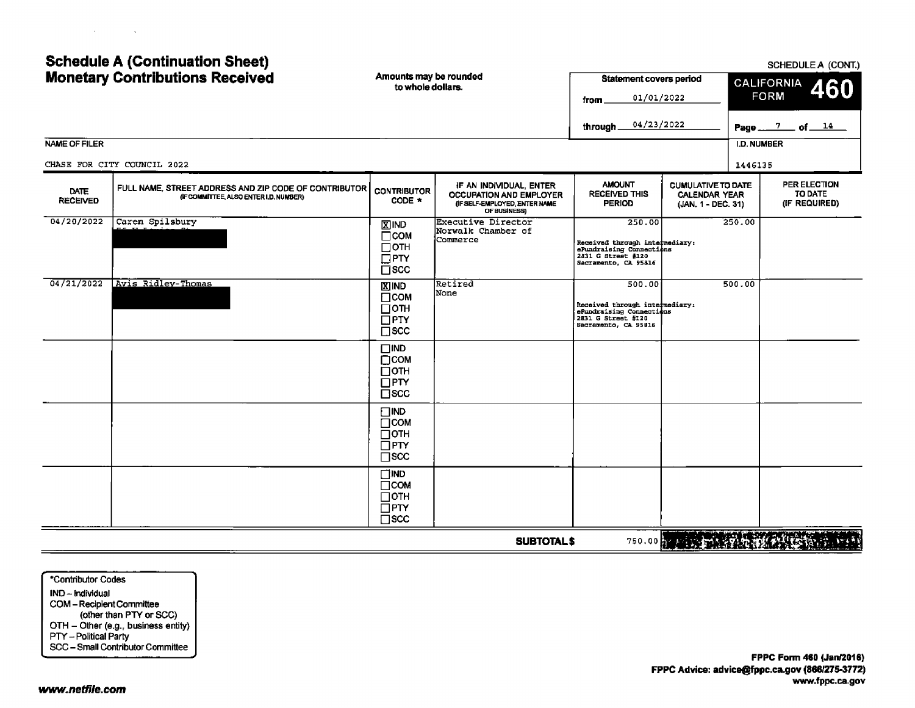# Schedule A (Continuation Sheet) Monetary Contributions Received

Amounts may be rounded to whole dollars.

SCHEDULE A (CONT.)

Statement covers period from 01/01/2022 through 04/23/2022

CALIFORNIA FORM 460

NAME OF FILER: CHASE FOR CITY COUNCIL 2022

I.D. NUMBER: 1446135

| DATE RECEIVED | FULL NAME, STREET ADDRESS AND ZIP CODE OF CONTRIBUTOR (IF COMMITTEE, ALSO ENTER I.D. NUMBER) | CONTRIBUTOR CODE * | IF AN INDIVIDUAL, ENTER OCCUPATION AND EMPLOYER (IF SELF-EMPLOYED, ENTER NAME OF BUSINESS) | AMOUNT RECEIVED THIS PERIOD | CUMULATIVE TO DATE CALENDAR YEAR (JAN. 1 - DEC. 31) | PER ELECTION TO DATE (IF REQUIRED) |
|---|---|---|---|---|---|---|
| 04/20/2022 | Caren Spilsbury [REDACTED] | [X] IND [ ] COM [ ] OTH [ ] PTY [ ] SCC | Executive Director Norwalk Chamber of Commerce | 250.00 Received through intermediary: eFundraising Connections 2831 G Street #120 Sacramento, CA 95816 | 250.00 | |
| 04/21/2022 | Avis Ridley-Thomas [REDACTED] | [X] IND [ ] COM [ ] OTH [ ] PTY [ ] SCC | Retired None | 500.00 Received through intermediary: eFundraising Connections 2831 G Street #120 Sacramento, CA 95816 | 500.00 | |
| | | [ ] IND [ ] COM [ ] OTH [ ] PTY [ ] SCC | | | | |
| | | [ ] IND [ ] COM [ ] OTH [ ] PTY [ ] SCC | | | | |
| | | [ ] IND [ ] COM [ ] OTH [ ] PTY [ ] SCC | | | | |
| | | | **SUBTOTAL $** | 750.00 | | |

*Contributor Codes
- IND – Individual
- COM – Recipient Committee (other than PTY or SCC)
- OTH – Other (e.g., business entity)
- PTY – Political Party
- SCC – Small Contributor Committee

FPPC Form 460 (Jan/2016)
FPPC Advice: advice@fppc.ca.gov (866/275-3772)
www.fppc.ca.gov

www.netfile.com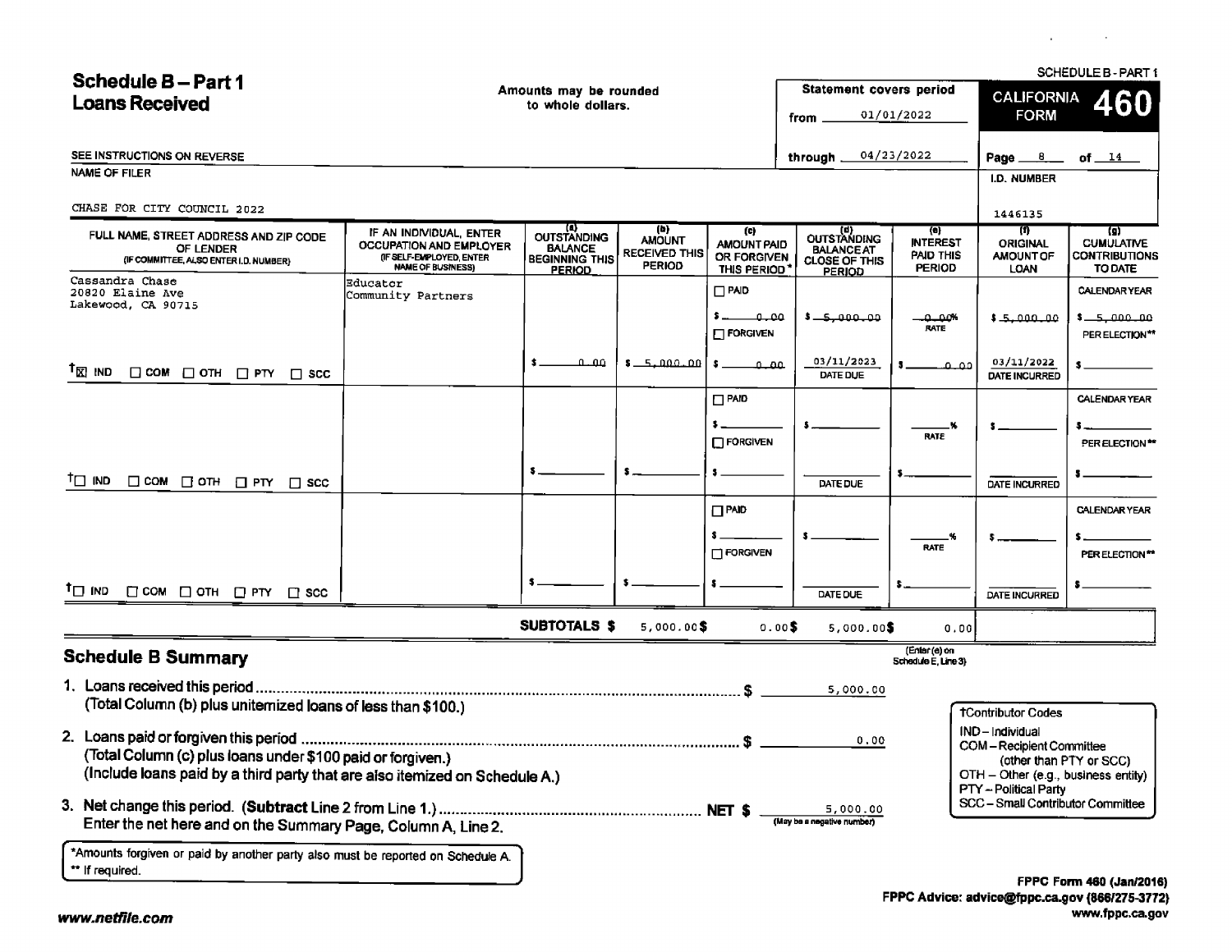# Schedule B – Part 1
## Loans Received

Amounts may be rounded to whole dollars.

SEE INSTRUCTIONS ON REVERSE

**Statement covers period**
from 01/01/2022
through 04/23/2022

SCHEDULE B - PART 1
**CALIFORNIA FORM 460**

NAME OF FILER: CHASE FOR CITY COUNCIL 2022

I.D. NUMBER: 1446135

| FULL NAME, STREET ADDRESS AND ZIP CODE OF LENDER (IF COMMITTEE, ALSO ENTER I.D. NUMBER) | IF AN INDIVIDUAL, ENTER OCCUPATION AND EMPLOYER (IF SELF-EMPLOYED, ENTER NAME OF BUSINESS) | (a) OUTSTANDING BALANCE BEGINNING THIS PERIOD | (b) AMOUNT RECEIVED THIS PERIOD | (c) AMOUNT PAID OR FORGIVEN THIS PERIOD* | (d) OUTSTANDING BALANCE AT CLOSE OF THIS PERIOD | (e) INTEREST PAID THIS PERIOD | (f) ORIGINAL AMOUNT OF LOAN | (g) CUMULATIVE CONTRIBUTIONS TO DATE |
|---|---|---|---|---|---|---|---|---|
| Cassandra Chase<br>20820 Elaine Ave<br>Lakewood, CA 90715<br>†☒ IND ☐ COM ☐ OTH ☐ PTY ☐ SCC | Educator<br>Community Partners | $ 0.00 | $ 5,000.00 | ☐ PAID<br>$ 0.00<br>☐ FORGIVEN<br>$ 0.00 | $ 5,000.00<br>03/11/2023 DATE DUE | 0.00% RATE<br>$ 0.00 | $ 5,000.00<br>03/11/2022 DATE INCURRED | CALENDAR YEAR $ 5,000.00<br>PER ELECTION** $ |
| †☐ IND ☐ COM ☐ OTH ☐ PTY ☐ SCC | | $ | $ | ☐ PAID<br>$<br>☐ FORGIVEN<br>$ | $<br>DATE DUE | % RATE<br>$ | $<br>DATE INCURRED | CALENDAR YEAR $<br>PER ELECTION** $ |
| †☐ IND ☐ COM ☐ OTH ☐ PTY ☐ SCC | | $ | $ | ☐ PAID<br>$<br>☐ FORGIVEN<br>$ | $<br>DATE DUE | % RATE<br>$ | $<br>DATE INCURRED | CALENDAR YEAR $<br>PER ELECTION** $ |
| | | **SUBTOTALS $** | 5,000.00 | $ 0.00 | $ 5,000.00 | $ 0.00 (Enter (e) on Schedule E, Line 3) | | |

## Schedule B Summary

1. Loans received this period ........................................ $ 5,000.00
   (Total Column (b) plus unitemized loans of less than $100.)

2. Loans paid or forgiven this period ........................................ $ 0.00
   (Total Column (c) plus loans under $100 paid or forgiven.)
   (Include loans paid by a third party that are also itemized on Schedule A.)

3. Net change this period. (**Subtract** Line 2 from Line 1.) ........................................ **NET $** 5,000.00 (May be a negative number)
   Enter the net here and on the Summary Page, Column A, Line 2.

†Contributor Codes
- IND – Individual
- COM – Recipient Committee (other than PTY or SCC)
- OTH – Other (e.g., business entity)
- PTY – Political Party
- SCC – Small Contributor Committee

*Amounts forgiven or paid by another party also must be reported on Schedule A.
** If required.

*www.netfile.com*

FPPC Form 460 (Jan/2016)
FPPC Advice: advice@fppc.ca.gov (866/275-3772)
www.fppc.ca.gov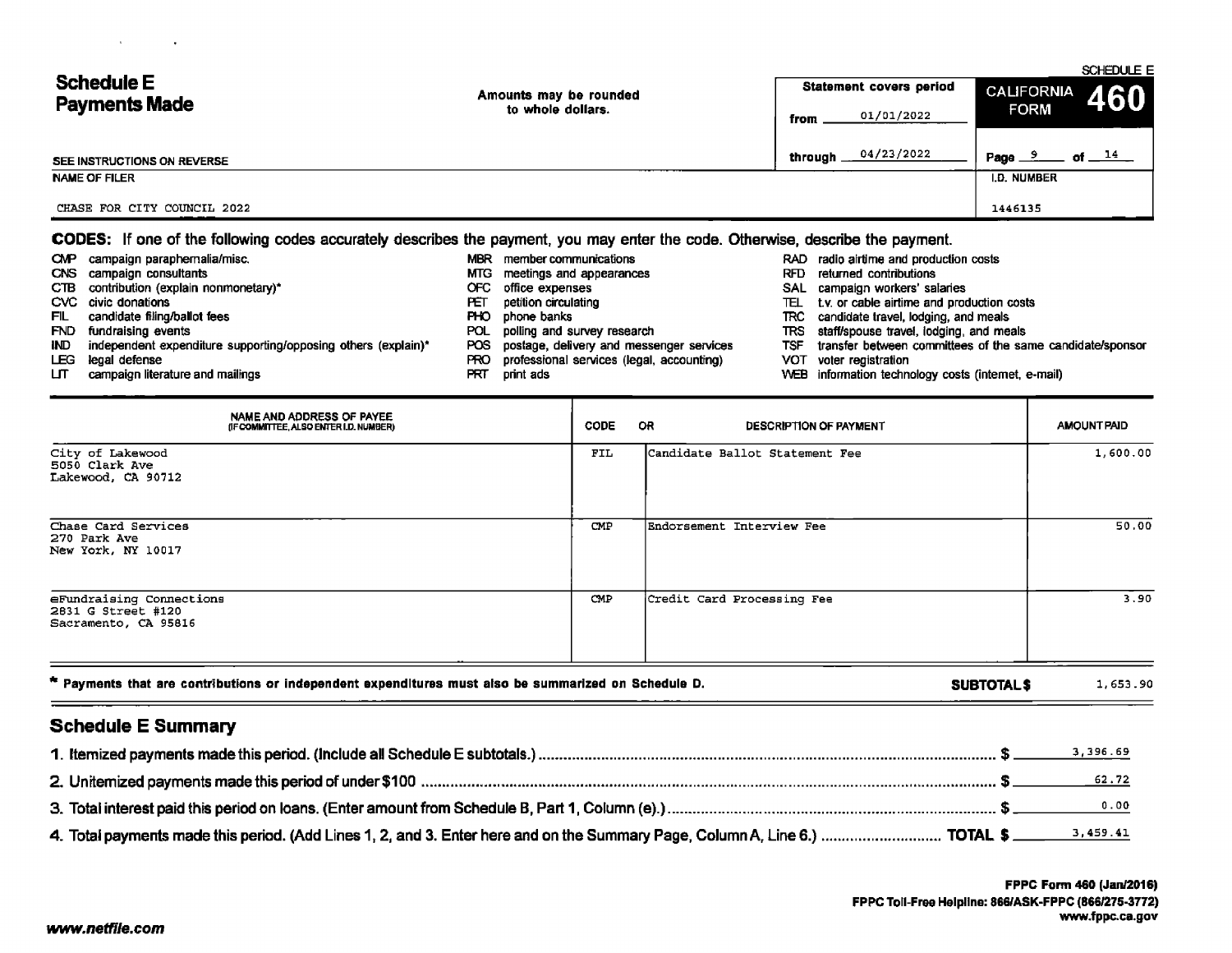# Schedule E
# Payments Made

Amounts may be rounded to whole dollars.

SEE INSTRUCTIONS ON REVERSE

SCHEDULE E

**Statement covers period**

from 01/01/2022

through 04/23/2022

**CALIFORNIA FORM 460**

Page 9 of 14

NAME OF FILER: CHASE FOR CITY COUNCIL 2022

I.D. NUMBER: 1446135

**CODES:** If one of the following codes accurately describes the payment, you may enter the code. Otherwise, describe the payment.

- CMP campaign paraphernalia/misc.
- CNS campaign consultants
- CTB contribution (explain nonmonetary)*
- CVC civic donations
- FIL candidate filing/ballot fees
- FND fundraising events
- IND independent expenditure supporting/opposing others (explain)*
- LEG legal defense
- LIT campaign literature and mailings
- MBR member communications
- MTG meetings and appearances
- OFC office expenses
- PET petition circulating
- PHO phone banks
- POL polling and survey research
- POS postage, delivery and messenger services
- PRO professional services (legal, accounting)
- PRT print ads
- RAD radio airtime and production costs
- RFD returned contributions
- SAL campaign workers' salaries
- TEL t.v. or cable airtime and production costs
- TRC candidate travel, lodging, and meals
- TRS staff/spouse travel, lodging, and meals
- TSF transfer between committees of the same candidate/sponsor
- VOT voter registration
- WEB information technology costs (internet, e-mail)

| NAME AND ADDRESS OF PAYEE (IF COMMITTEE, ALSO ENTER I.D. NUMBER) | CODE | OR DESCRIPTION OF PAYMENT | AMOUNT PAID |
|---|---|---|---|
| City of Lakewood<br>5050 Clark Ave<br>Lakewood, CA 90712 | FIL | Candidate Ballot Statement Fee | 1,600.00 |
| Chase Card Services<br>270 Park Ave<br>New York, NY 10017 | CMP | Endorsement Interview Fee | 50.00 |
| eFundraising Connections<br>2831 G Street #120<br>Sacramento, CA 95816 | CMP | Credit Card Processing Fee | 3.90 |

\* Payments that are contributions or independent expenditures must also be summarized on Schedule D. **SUBTOTAL $** 1,653.90

## Schedule E Summary

1. Itemized payments made this period. (Include all Schedule E subtotals.) $ 3,396.69
2. Unitemized payments made this period of under $100 $ 62.72
3. Total interest paid this period on loans. (Enter amount from Schedule B, Part 1, Column (e).) $ 0.00
4. Total payments made this period. (Add Lines 1, 2, and 3. Enter here and on the Summary Page, Column A, Line 6.) **TOTAL $** 3,459.41

**FPPC Form 460 (Jan/2016)**
**FPPC Toll-Free Helpline: 866/ASK-FPPC (866/275-3772)**
**www.fppc.ca.gov**

*www.netfile.com*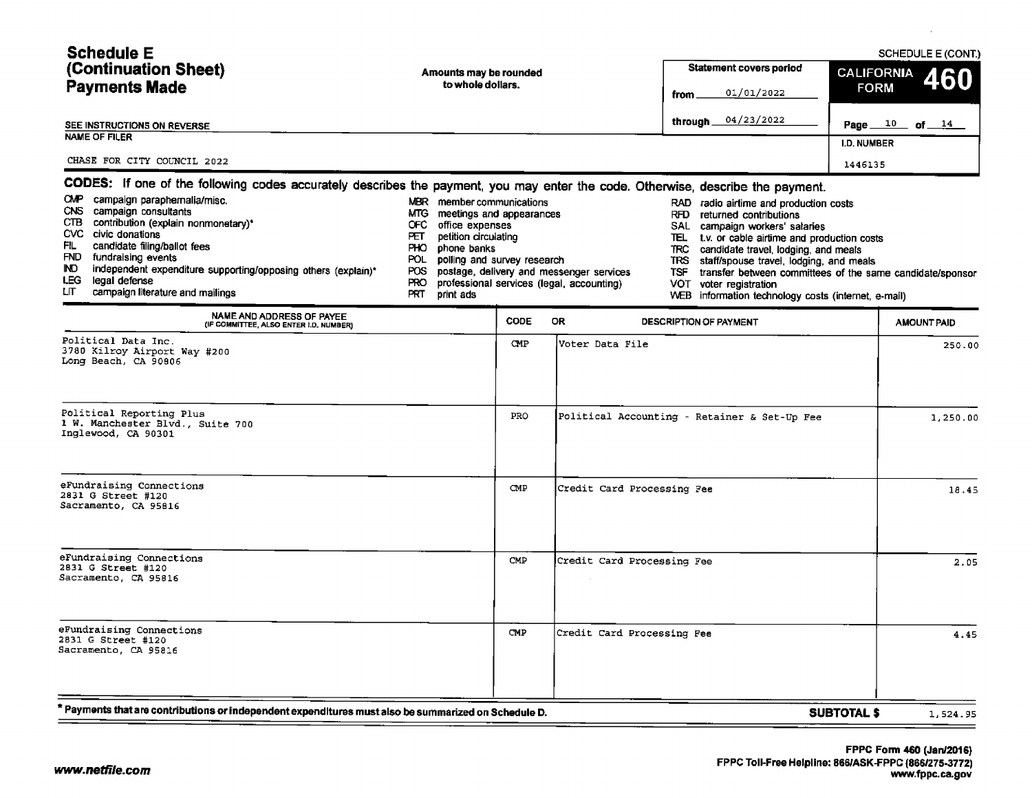# Schedule E (Continuation Sheet) Payments Made

Amounts may be rounded to whole dollars.

SCHEDULE E (CONT.)

**CALIFORNIA FORM 460**

Statement covers period from 01/01/2022 through 04/23/2022

SEE INSTRUCTIONS ON REVERSE

NAME OF FILER: CHASE FOR CITY COUNCIL 2022

I.D. NUMBER: 1446135

**CODES:** If one of the following codes accurately describes the payment, you may enter the code. Otherwise, describe the payment.

- CMP campaign paraphernalia/misc.
- CNS campaign consultants
- CTB contribution (explain nonmonetary)*
- CVC civic donations
- FIL candidate filing/ballot fees
- FND fundraising events
- IND independent expenditure supporting/opposing others (explain)*
- LEG legal defense
- LIT campaign literature and mailings
- MBR member communications
- MTG meetings and appearances
- OFC office expenses
- PET petition circulating
- PHO phone banks
- POL polling and survey research
- POS postage, delivery and messenger services
- PRO professional services (legal, accounting)
- PRT print ads
- RAD radio airtime and production costs
- RFD returned contributions
- SAL campaign workers' salaries
- TEL t.v. or cable airtime and production costs
- TRC candidate travel, lodging, and meals
- TRS staff/spouse travel, lodging, and meals
- TSF transfer between committees of the same candidate/sponsor
- VOT voter registration
- WEB information technology costs (internet, e-mail)

| NAME AND ADDRESS OF PAYEE (IF COMMITTEE, ALSO ENTER I.D. NUMBER) | CODE | OR DESCRIPTION OF PAYMENT | AMOUNT PAID |
|---|---|---|---|
| Political Data Inc.<br>3780 Kilroy Airport Way #200<br>Long Beach, CA 90806 | CMP | Voter Data File | 250.00 |
| Political Reporting Plus<br>1 W. Manchester Blvd., Suite 700<br>Inglewood, CA 90301 | PRO | Political Accounting - Retainer & Set-Up Fee | 1,250.00 |
| eFundraising Connections<br>2831 G Street #120<br>Sacramento, CA 95816 | CMP | Credit Card Processing Fee | 18.45 |
| eFundraising Connections<br>2831 G Street #120<br>Sacramento, CA 95816 | CMP | Credit Card Processing Fee | 2.05 |
| eFundraising Connections<br>2831 G Street #120<br>Sacramento, CA 95816 | CMP | Credit Card Processing Fee | 4.45 |
| | | **SUBTOTAL $** | 1,524.95 |

\* Payments that are contributions or independent expenditures must also be summarized on Schedule D.

FPPC Form 460 (Jan/2016)
FPPC Toll-Free Helpline: 866/ASK-FPPC (866/275-3772)
www.fppc.ca.gov

www.netfile.com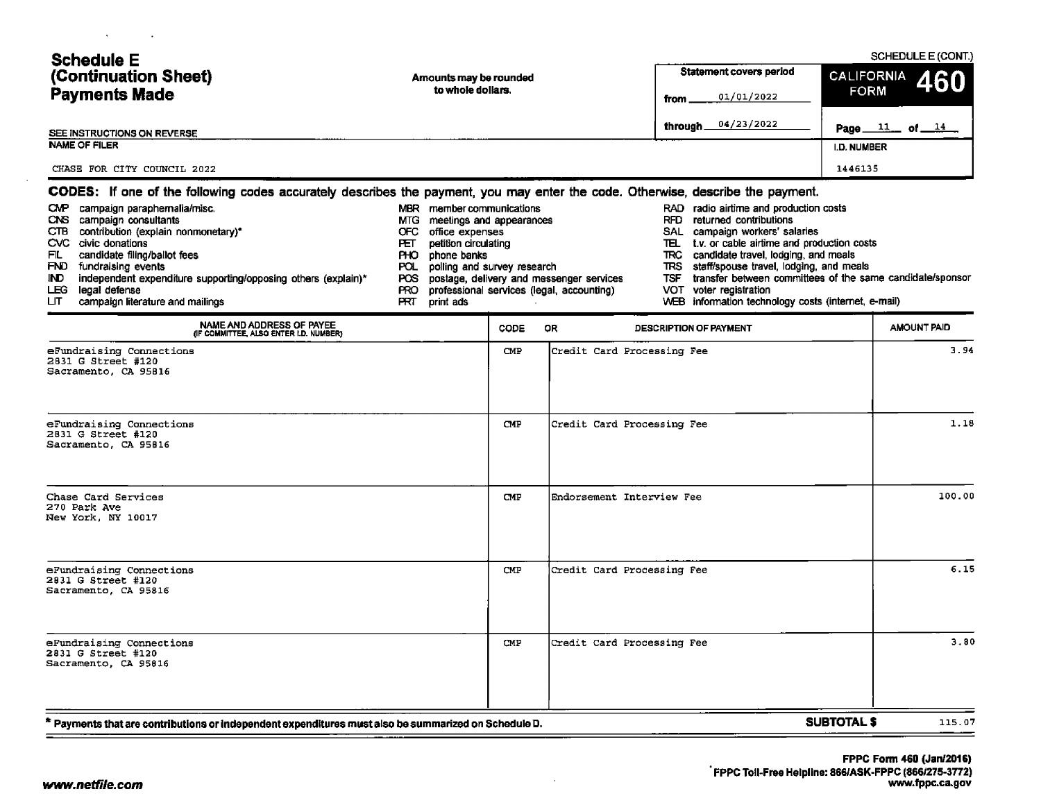# Schedule E (Continuation Sheet) Payments Made

SCHEDULE E (CONT.)

Amounts may be rounded to whole dollars.

**CALIFORNIA FORM 460**

Statement covers period from 01/01/2022 through 04/23/2022

SEE INSTRUCTIONS ON REVERSE

NAME OF FILER: CHASE FOR CITY COUNCIL 2022

I.D. NUMBER: 1446135

**CODES:** If one of the following codes accurately describes the payment, you may enter the code. Otherwise, describe the payment.

- CMP campaign paraphernalia/misc.
- CNS campaign consultants
- CTB contribution (explain nonmonetary)*
- CVC civic donations
- FIL candidate filing/ballot fees
- FND fundraising events
- IND independent expenditure supporting/opposing others (explain)*
- LEG legal defense
- LIT campaign literature and mailings
- MBR member communications
- MTG meetings and appearances
- OFC office expenses
- PET petition circulating
- PHO phone banks
- POL polling and survey research
- POS postage, delivery and messenger services
- PRO professional services (legal, accounting)
- PRT print ads
- RAD radio airtime and production costs
- RFD returned contributions
- SAL campaign workers' salaries
- TEL t.v. or cable airtime and production costs
- TRC candidate travel, lodging, and meals
- TRS staff/spouse travel, lodging, and meals
- TSF transfer between committees of the same candidate/sponsor
- VOT voter registration
- WEB information technology costs (internet, e-mail)

| NAME AND ADDRESS OF PAYEE (IF COMMITTEE, ALSO ENTER I.D. NUMBER) | CODE | OR DESCRIPTION OF PAYMENT | AMOUNT PAID |
|---|---|---|---|
| eFundraising Connections<br>2831 G Street #120<br>Sacramento, CA 95816 | CMP | Credit Card Processing Fee | 3.94 |
| eFundraising Connections<br>2831 G Street #120<br>Sacramento, CA 95816 | CMP | Credit Card Processing Fee | 1.18 |
| Chase Card Services<br>270 Park Ave<br>New York, NY 10017 | CMP | Endorsement Interview Fee | 100.00 |
| eFundraising Connections<br>2831 G Street #120<br>Sacramento, CA 95816 | CMP | Credit Card Processing Fee | 6.15 |
| eFundraising Connections<br>2831 G Street #120<br>Sacramento, CA 95816 | CMP | Credit Card Processing Fee | 3.80 |

* Payments that are contributions or independent expenditures must also be summarized on Schedule D.

**SUBTOTAL $** 115.07

FPPC Form 460 (Jan/2016)
FPPC Toll-Free Helpline: 866/ASK-FPPC (866/275-3772)
www.fppc.ca.gov

www.netfile.com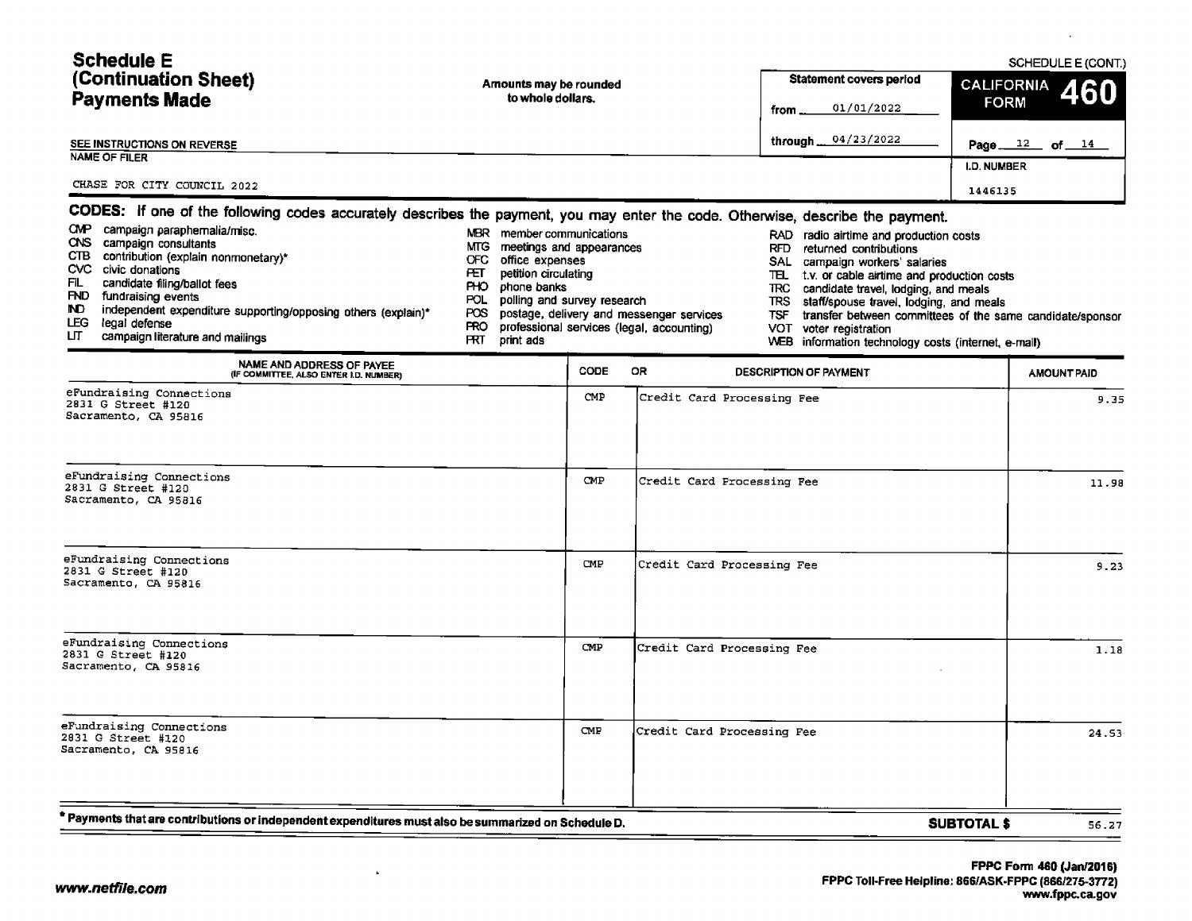# Schedule E (Continuation Sheet) Payments Made

SCHEDULE E (CONT.)

Amounts may be rounded to whole dollars.

Statement covers period from 01/01/2022 through 04/23/2022

CALIFORNIA FORM **460**

Page 12 of 14

SEE INSTRUCTIONS ON REVERSE

NAME OF FILER: CHASE FOR CITY COUNCIL 2022

I.D. NUMBER: 1446135

**CODES:** If one of the following codes accurately describes the payment, you may enter the code. Otherwise, describe the payment.

- CMP campaign paraphernalia/misc.
- CNS campaign consultants
- CTB contribution (explain nonmonetary)*
- CVC civic donations
- FIL candidate filing/ballot fees
- FND fundraising events
- IND independent expenditure supporting/opposing others (explain)*
- LEG legal defense
- LIT campaign literature and mailings
- MBR member communications
- MTG meetings and appearances
- OFC office expenses
- PET petition circulating
- PHO phone banks
- POL polling and survey research
- POS postage, delivery and messenger services
- PRO professional services (legal, accounting)
- PRT print ads
- RAD radio airtime and production costs
- RFD returned contributions
- SAL campaign workers' salaries
- TEL t.v. or cable airtime and production costs
- TRC candidate travel, lodging, and meals
- TRS staff/spouse travel, lodging, and meals
- TSF transfer between committees of the same candidate/sponsor
- VOT voter registration
- WEB information technology costs (internet, e-mail)

| NAME AND ADDRESS OF PAYEE (IF COMMITTEE, ALSO ENTER I.D. NUMBER) | CODE | OR DESCRIPTION OF PAYMENT | AMOUNT PAID |
|---|---|---|---|
| eFundraising Connections<br>2831 G Street #120<br>Sacramento, CA 95816 | CMP | Credit Card Processing Fee | 9.35 |
| eFundraising Connections<br>2831 G Street #120<br>Sacramento, CA 95816 | CMP | Credit Card Processing Fee | 11.98 |
| eFundraising Connections<br>2831 G Street #120<br>Sacramento, CA 95816 | CMP | Credit Card Processing Fee | 9.23 |
| eFundraising Connections<br>2831 G Street #120<br>Sacramento, CA 95816 | CMP | Credit Card Processing Fee | 1.18 |
| eFundraising Connections<br>2831 G Street #120<br>Sacramento, CA 95816 | CMP | Credit Card Processing Fee | 24.53 |

\* Payments that are contributions or independent expenditures must also be summarized on Schedule D.

**SUBTOTAL $** 56.27

www.netfile.com

FPPC Form 460 (Jan/2016)
FPPC Toll-Free Helpline: 866/ASK-FPPC (866/275-3772)
www.fppc.ca.gov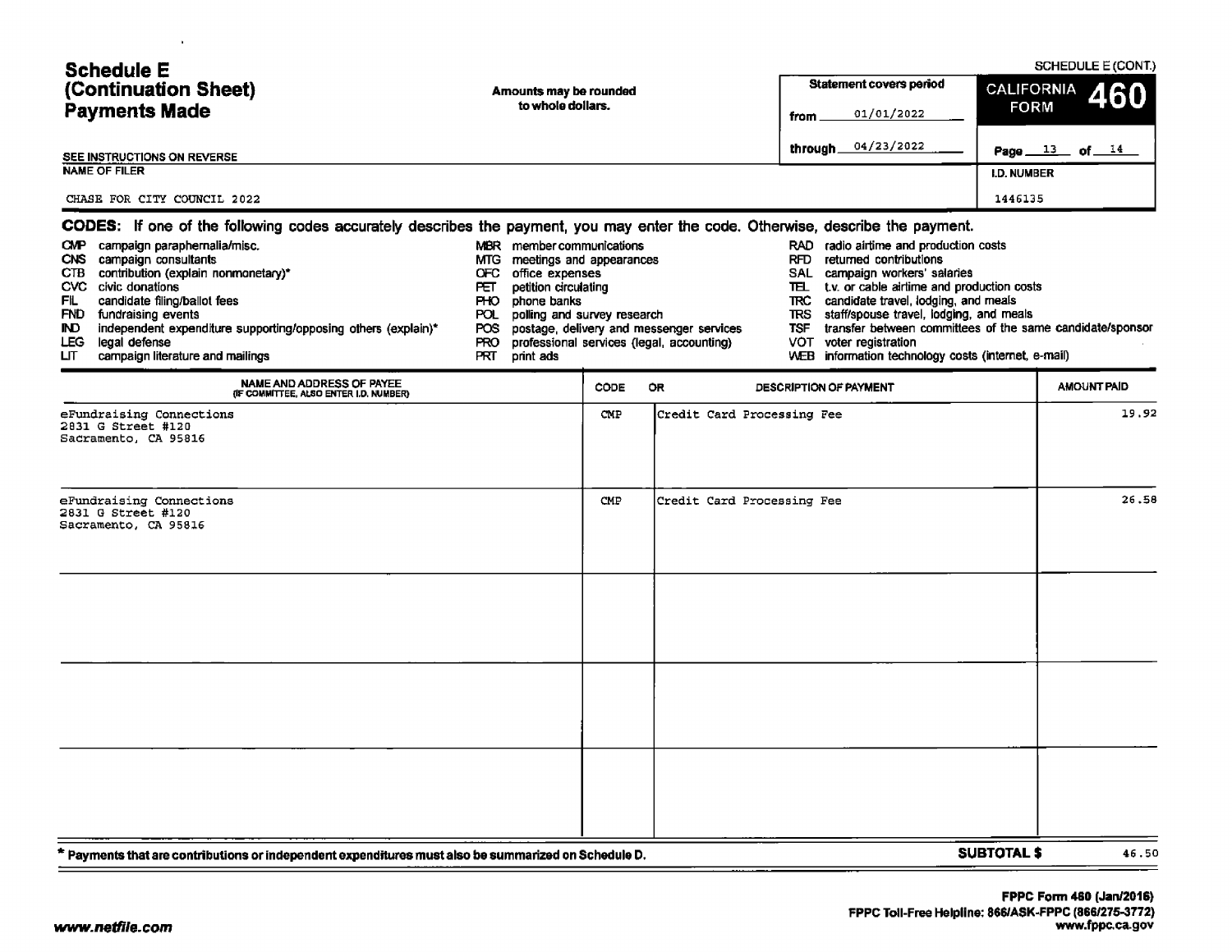# Schedule E (Continuation Sheet) Payments Made

SCHEDULE E (CONT.)

Amounts may be rounded to whole dollars.

**Statement covers period**
from 01/01/2022
through 04/23/2022

**CALIFORNIA FORM 460**

Page 13 of 14

SEE INSTRUCTIONS ON REVERSE

**NAME OF FILER**
CHASE FOR CITY COUNCIL 2022

**I.D. NUMBER**
1446135

**CODES:** If one of the following codes accurately describes the payment, you may enter the code. Otherwise, describe the payment.

- CMP campaign paraphernalia/misc.
- CNS campaign consultants
- CTB contribution (explain nonmonetary)*
- CVC civic donations
- FIL candidate filing/ballot fees
- FND fundraising events
- IND independent expenditure supporting/opposing others (explain)*
- LEG legal defense
- LIT campaign literature and mailings
- MBR member communications
- MTG meetings and appearances
- OFC office expenses
- PET petition circulating
- PHO phone banks
- POL polling and survey research
- POS postage, delivery and messenger services
- PRO professional services (legal, accounting)
- PRT print ads
- RAD radio airtime and production costs
- RFD returned contributions
- SAL campaign workers' salaries
- TEL t.v. or cable airtime and production costs
- TRC candidate travel, lodging, and meals
- TRS staff/spouse travel, lodging, and meals
- TSF transfer between committees of the same candidate/sponsor
- VOT voter registration
- WEB information technology costs (internet, e-mail)

| NAME AND ADDRESS OF PAYEE (IF COMMITTEE, ALSO ENTER I.D. NUMBER) | CODE | OR DESCRIPTION OF PAYMENT | AMOUNT PAID |
|---|---|---|---|
| eFundraising Connections<br>2831 G Street #120<br>Sacramento, CA 95816 | CMP | Credit Card Processing Fee | 19.92 |
| eFundraising Connections<br>2831 G Street #120<br>Sacramento, CA 95816 | CMP | Credit Card Processing Fee | 26.58 |
| | | | |
| | | | |
| | | | |

\* Payments that are contributions or independent expenditures must also be summarized on Schedule D.

**SUBTOTAL $** 46.50

FPPC Form 460 (Jan/2016)
FPPC Toll-Free Helpline: 866/ASK-FPPC (866/275-3772)
www.fppc.ca.gov

www.netfile.com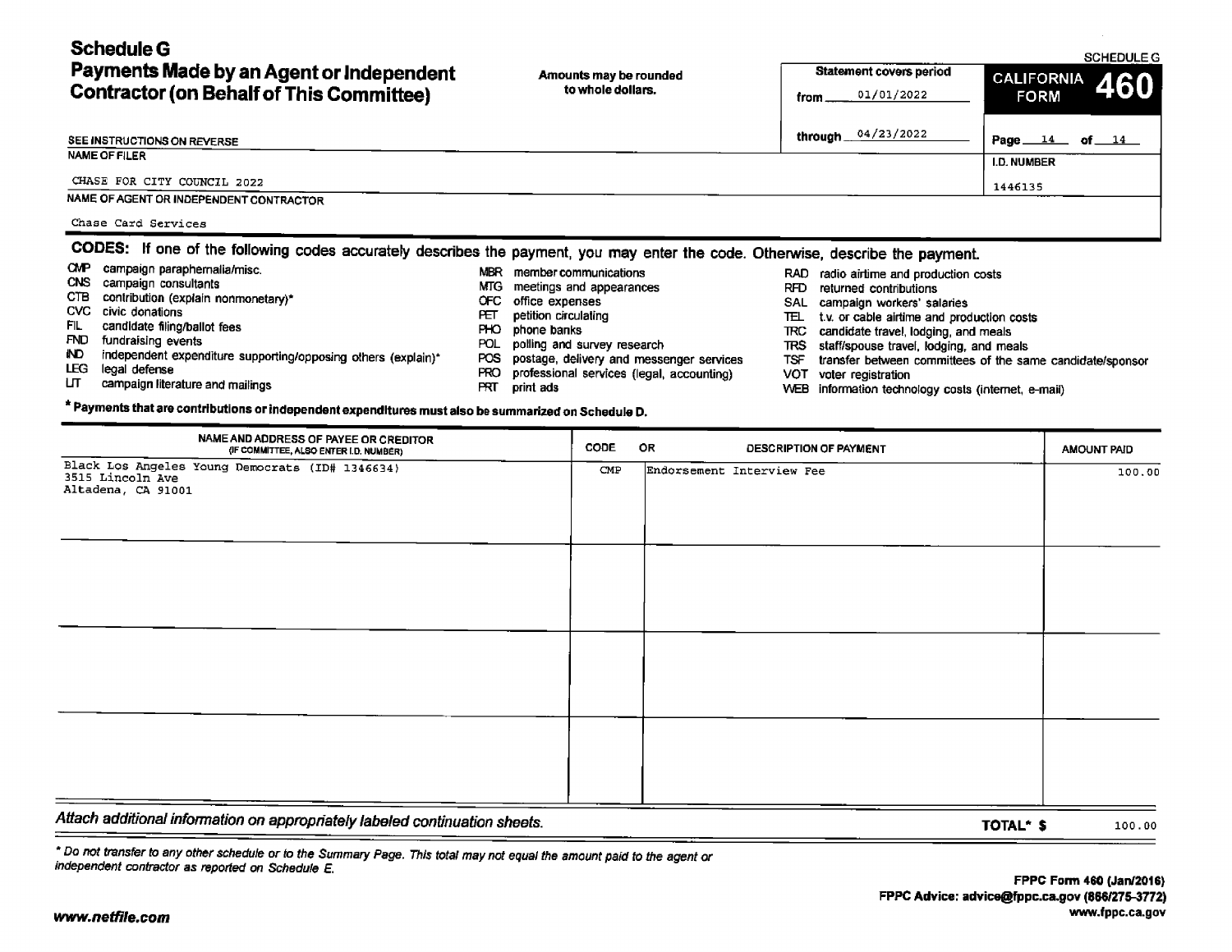# Schedule G
## Payments Made by an Agent or Independent Contractor (on Behalf of This Committee)

Amounts may be rounded to whole dollars.

Statement covers period from 01/01/2022 through 04/23/2022

SCHEDULE G

CALIFORNIA FORM 460

SEE INSTRUCTIONS ON REVERSE

NAME OF FILER: CHASE FOR CITY COUNCIL 2022

I.D. NUMBER: 1446135

NAME OF AGENT OR INDEPENDENT CONTRACTOR: Chase Card Services

**CODES:** If one of the following codes accurately describes the payment, you may enter the code. Otherwise, describe the payment.

- CMP campaign paraphernalia/misc.
- CNS campaign consultants
- CTB contribution (explain nonmonetary)*
- CVC civic donations
- FIL candidate filing/ballot fees
- FND fundraising events
- IND independent expenditure supporting/opposing others (explain)*
- LEG legal defense
- LIT campaign literature and mailings
- MBR member communications
- MTG meetings and appearances
- OFC office expenses
- PET petition circulating
- PHO phone banks
- POL polling and survey research
- POS postage, delivery and messenger services
- PRO professional services (legal, accounting)
- PRT print ads
- RAD radio airtime and production costs
- RFD returned contributions
- SAL campaign workers' salaries
- TEL t.v. or cable airtime and production costs
- TRC candidate travel, lodging, and meals
- TRS staff/spouse travel, lodging, and meals
- TSF transfer between committees of the same candidate/sponsor
- VOT voter registration
- WEB information technology costs (internet, e-mail)

**\* Payments that are contributions or independent expenditures must also be summarized on Schedule D.**

| NAME AND ADDRESS OF PAYEE OR CREDITOR (IF COMMITTEE, ALSO ENTER I.D. NUMBER) | CODE | OR DESCRIPTION OF PAYMENT | AMOUNT PAID |
|---|---|---|---|
| Black Los Angeles Young Democrats (ID# 1346634)<br>3515 Lincoln Ave<br>Altadena, CA 91001 | CMP | Endorsement Interview Fee | 100.00 |
| | | | |
| | | | |
| | | | |

*Attach additional information on appropriately labeled continuation sheets.*

**TOTAL\* $** 100.00

*\* Do not transfer to any other schedule or to the Summary Page. This total may not equal the amount paid to the agent or independent contractor as reported on Schedule E.*

**FPPC Form 460 (Jan/2016)**
**FPPC Advice: advice@fppc.ca.gov (866/275-3772)**
**www.fppc.ca.gov**

***www.netfile.com***